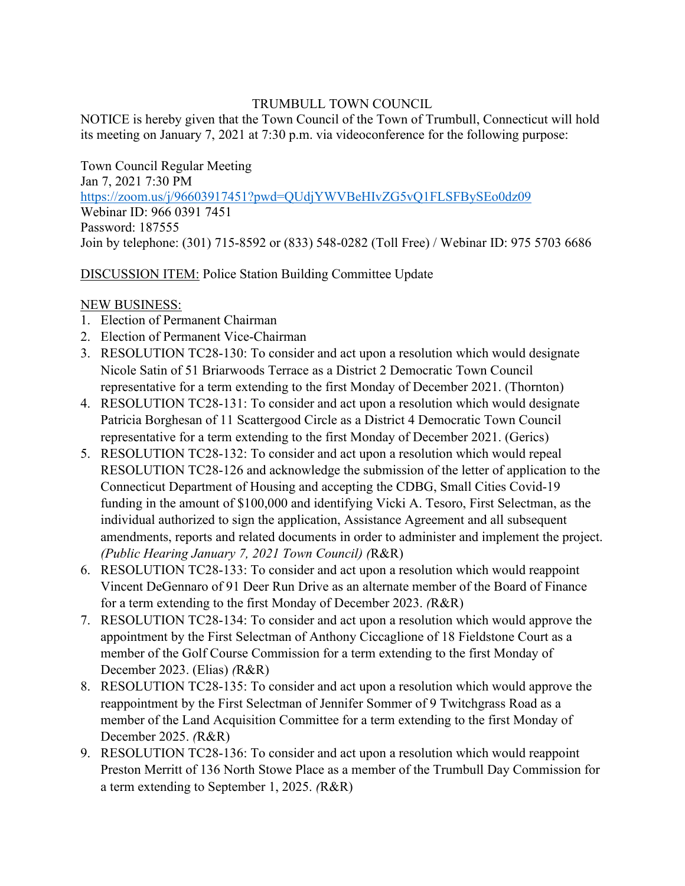TRUMBULL TOWN COUNCIL

NOTICE is hereby given that the Town Council of the Town of Trumbull, Connecticut will hold its meeting on January 7, 2021 at 7:30 p.m. via videoconference for the following purpose:

Town Council Regular Meeting
Jan 7, 2021 7:30 PM
https://zoom.us/j/96603917451?pwd=QUdjYWVBeHIvZG5vQ1FLSFBySEo0dz09
Webinar ID: 966 0391 7451
Password: 187555
Join by telephone: (301) 715-8592 or (833) 548-0282 (Toll Free) / Webinar ID: 975 5703 6686

DISCUSSION ITEM: Police Station Building Committee Update

NEW BUSINESS:

1. Election of Permanent Chairman
2. Election of Permanent Vice-Chairman
3. RESOLUTION TC28-130: To consider and act upon a resolution which would designate Nicole Satin of 51 Briarwoods Terrace as a District 2 Democratic Town Council representative for a term extending to the first Monday of December 2021. (Thornton)
4. RESOLUTION TC28-131: To consider and act upon a resolution which would designate Patricia Borghesan of 11 Scattergood Circle as a District 4 Democratic Town Council representative for a term extending to the first Monday of December 2021. (Gerics)
5. RESOLUTION TC28-132: To consider and act upon a resolution which would repeal RESOLUTION TC28-126 and acknowledge the submission of the letter of application to the Connecticut Department of Housing and accepting the CDBG, Small Cities Covid-19 funding in the amount of $100,000 and identifying Vicki A. Tesoro, First Selectman, as the individual authorized to sign the application, Assistance Agreement and all subsequent amendments, reports and related documents in order to administer and implement the project. *(Public Hearing January 7, 2021 Town Council) (*R&R)
6. RESOLUTION TC28-133: To consider and act upon a resolution which would reappoint Vincent DeGennaro of 91 Deer Run Drive as an alternate member of the Board of Finance for a term extending to the first Monday of December 2023. *(*R&R)
7. RESOLUTION TC28-134: To consider and act upon a resolution which would approve the appointment by the First Selectman of Anthony Ciccaglione of 18 Fieldstone Court as a member of the Golf Course Commission for a term extending to the first Monday of December 2023. (Elias) *(*R&R)
8. RESOLUTION TC28-135: To consider and act upon a resolution which would approve the reappointment by the First Selectman of Jennifer Sommer of 9 Twitchgrass Road as a member of the Land Acquisition Committee for a term extending to the first Monday of December 2025. *(*R&R)
9. RESOLUTION TC28-136: To consider and act upon a resolution which would reappoint Preston Merritt of 136 North Stowe Place as a member of the Trumbull Day Commission for a term extending to September 1, 2025. *(*R&R)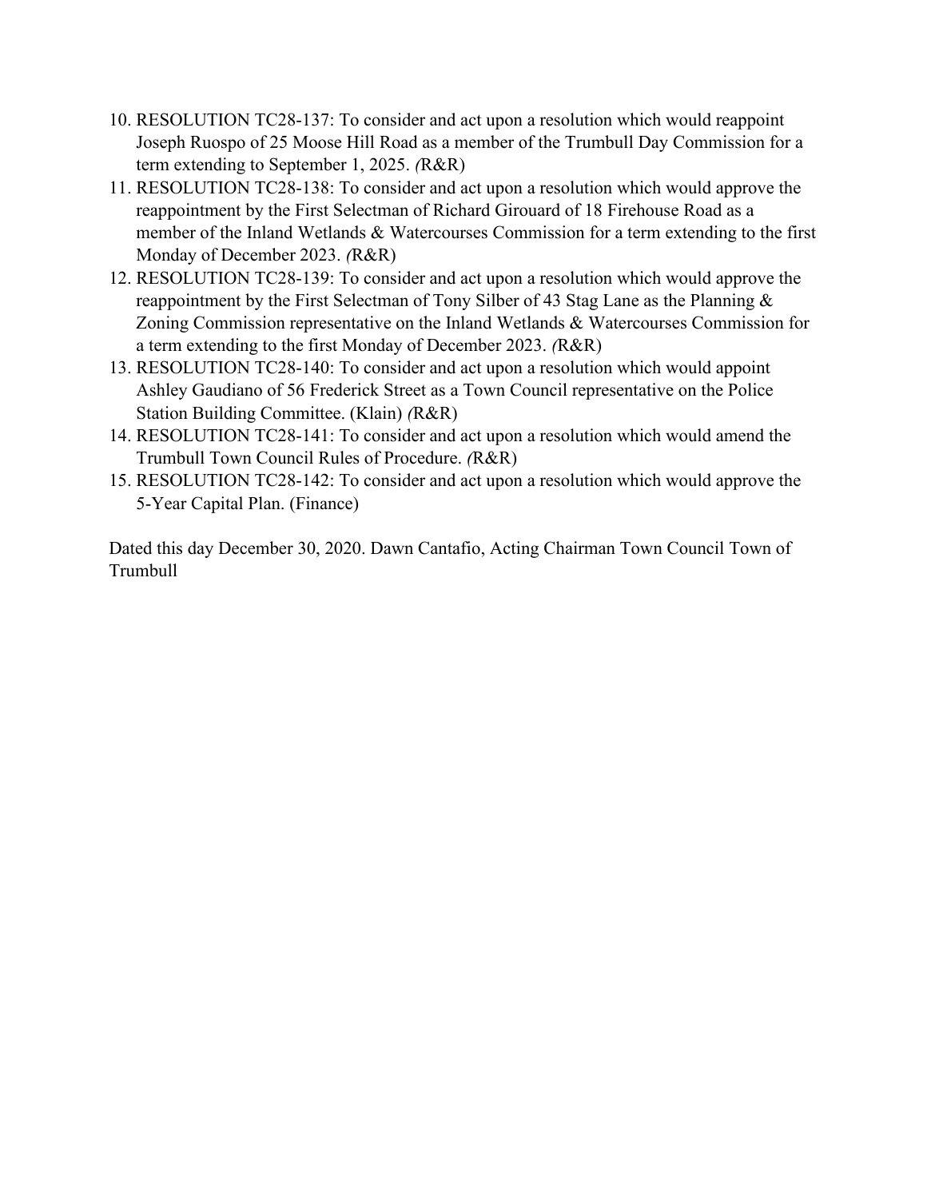10. RESOLUTION TC28-137: To consider and act upon a resolution which would reappoint Joseph Ruospo of 25 Moose Hill Road as a member of the Trumbull Day Commission for a term extending to September 1, 2025. (R&R)
11. RESOLUTION TC28-138: To consider and act upon a resolution which would approve the reappointment by the First Selectman of Richard Girouard of 18 Firehouse Road as a member of the Inland Wetlands & Watercourses Commission for a term extending to the first Monday of December 2023. (R&R)
12. RESOLUTION TC28-139: To consider and act upon a resolution which would approve the reappointment by the First Selectman of Tony Silber of 43 Stag Lane as the Planning & Zoning Commission representative on the Inland Wetlands & Watercourses Commission for a term extending to the first Monday of December 2023. (R&R)
13. RESOLUTION TC28-140: To consider and act upon a resolution which would appoint Ashley Gaudiano of 56 Frederick Street as a Town Council representative on the Police Station Building Committee. (Klain) (R&R)
14. RESOLUTION TC28-141: To consider and act upon a resolution which would amend the Trumbull Town Council Rules of Procedure. (R&R)
15. RESOLUTION TC28-142: To consider and act upon a resolution which would approve the 5-Year Capital Plan. (Finance)

Dated this day December 30, 2020. Dawn Cantafio, Acting Chairman Town Council Town of Trumbull